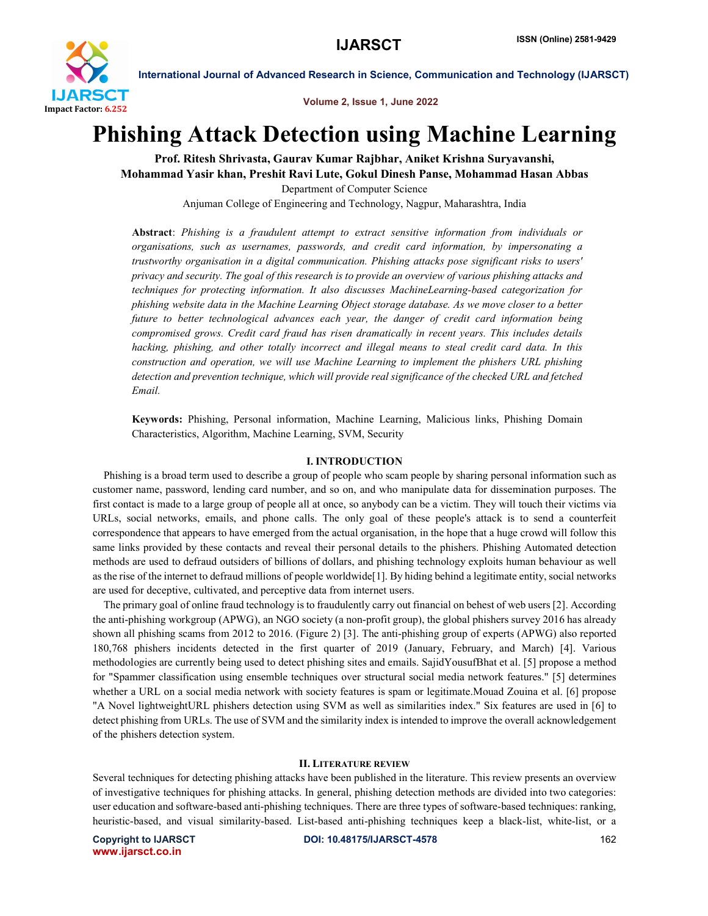# Phishing Attack Detection using Machine Learning

**Prof. Ritesh Shrivasta, Gaurav Kumar Rajbhar, Aniket Krishna Suryavanshi, Mohammad Yasir khan, Preshit Ravi Lute, Gokul Dinesh Panse, Mohammad Hasan Abbas**

Department of Computer Science

Anjuman College of Engineering and Technology, Nagpur, Maharashtra, India

**Abstract**: *Phishing is a fraudulent attempt to extract sensitive information from individuals or organisations, such as usernames, passwords, and credit card information, by impersonating a trustworthy organisation in a digital communication. Phishing attacks pose significant risks to users' privacy and security. The goal of this research is to provide an overview of various phishing attacks and techniques for protecting information. It also discusses MachineLearning-based categorization for phishing website data in the Machine Learning Object storage database. As we move closer to a better future to better technological advances each year, the danger of credit card information being compromised grows. Credit card fraud has risen dramatically in recent years. This includes details hacking, phishing, and other totally incorrect and illegal means to steal credit card data. In this construction and operation, we will use Machine Learning to implement the phishers URL phishing detection and prevention technique, which will provide real significance of the checked URL and fetched Email.*

**Keywords:** Phishing, Personal information, Machine Learning, Malicious links, Phishing Domain Characteristics, Algorithm, Machine Learning, SVM, Security

## I. INTRODUCTION

Phishing is a broad term used to describe a group of people who scam people by sharing personal information such as customer name, password, lending card number, and so on, and who manipulate data for dissemination purposes. The first contact is made to a large group of people all at once, so anybody can be a victim. They will touch their victims via URLs, social networks, emails, and phone calls. The only goal of these people's attack is to send a counterfeit correspondence that appears to have emerged from the actual organisation, in the hope that a huge crowd will follow this same links provided by these contacts and reveal their personal details to the phishers. Phishing Automated detection methods are used to defraud outsiders of billions of dollars, and phishing technology exploits human behaviour as well as the rise of the internet to defraud millions of people worldwide[1]. By hiding behind a legitimate entity, social networks are used for deceptive, cultivated, and perceptive data from internet users.

The primary goal of online fraud technology is to fraudulently carry out financial on behest of web users [2]. According the anti-phishing workgroup (APWG), an NGO society (a non-profit group), the global phishers survey 2016 has already shown all phishing scams from 2012 to 2016. (Figure 2) [3]. The anti-phishing group of experts (APWG) also reported 180,768 phishers incidents detected in the first quarter of 2019 (January, February, and March) [4]. Various methodologies are currently being used to detect phishing sites and emails. SajidYousufBhat et al. [5] propose a method for "Spammer classification using ensemble techniques over structural social media network features." [5] determines whether a URL on a social media network with society features is spam or legitimate.Mouad Zouina et al. [6] propose "A Novel lightweightURL phishers detection using SVM as well as similarities index." Six features are used in [6] to detect phishing from URLs. The use of SVM and the similarity index is intended to improve the overall acknowledgement of the phishers detection system.

## II. LITERATURE REVIEW

Several techniques for detecting phishing attacks have been published in the literature. This review presents an overview of investigative techniques for phishing attacks. In general, phishing detection methods are divided into two categories: user education and software-based anti-phishing techniques. There are three types of software-based techniques: ranking, heuristic-based, and visual similarity-based. List-based anti-phishing techniques keep a black-list, white-list, or a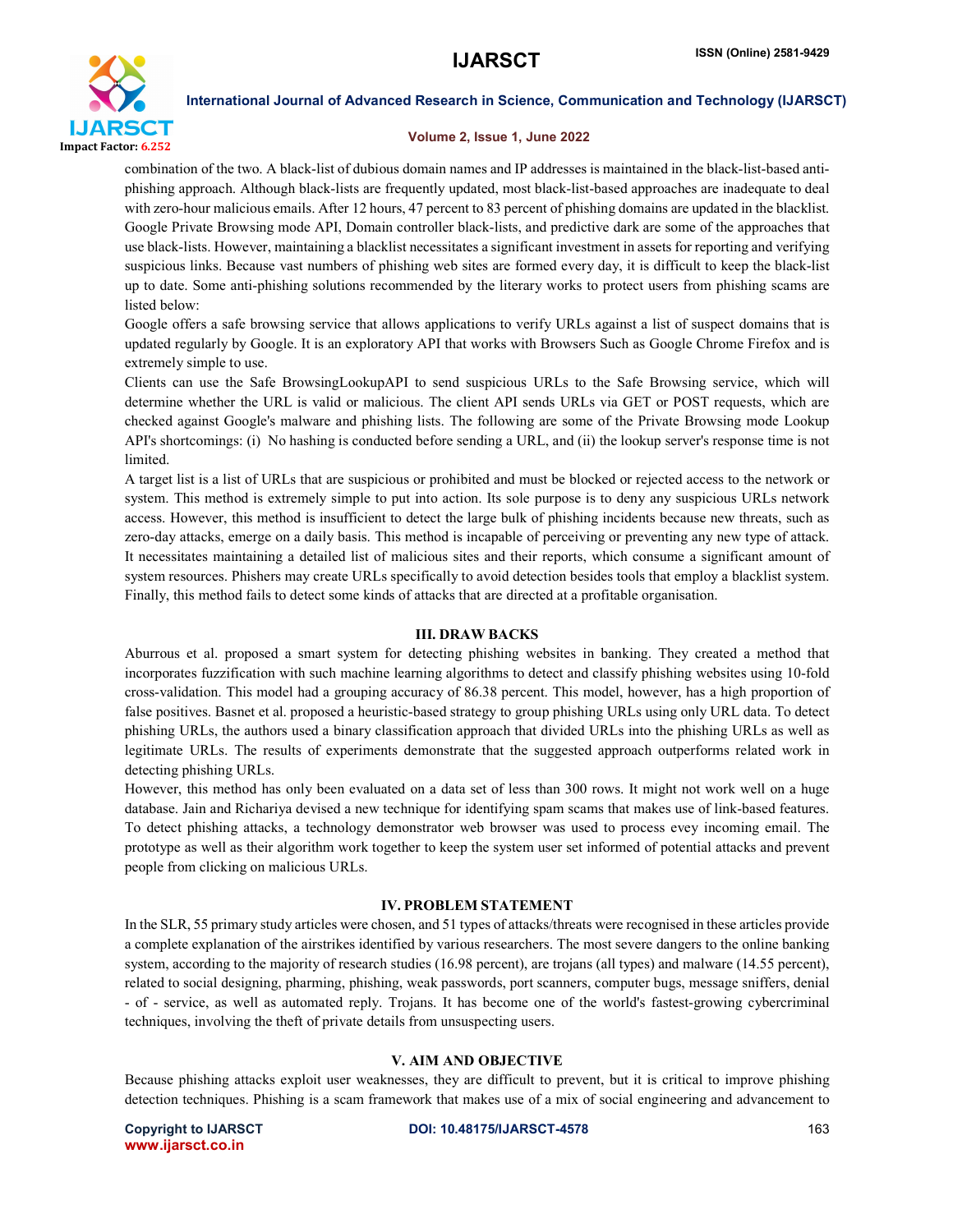combination of the two. A black-list of dubious domain names and IP addresses is maintained in the black-list-based anti-phishing approach. Although black-lists are frequently updated, most black-list-based approaches are inadequate to deal with zero-hour malicious emails. After 12 hours, 47 percent to 83 percent of phishing domains are updated in the blacklist. Google Private Browsing mode API, Domain controller black-lists, and predictive dark are some of the approaches that use black-lists. However, maintaining a blacklist necessitates a significant investment in assets for reporting and verifying suspicious links. Because vast numbers of phishing web sites are formed every day, it is difficult to keep the black-list up to date. Some anti-phishing solutions recommended by the literary works to protect users from phishing scams are listed below:

Google offers a safe browsing service that allows applications to verify URLs against a list of suspect domains that is updated regularly by Google. It is an exploratory API that works with Browsers Such as Google Chrome Firefox and is extremely simple to use.

Clients can use the Safe BrowsingLookupAPI to send suspicious URLs to the Safe Browsing service, which will determine whether the URL is valid or malicious. The client API sends URLs via GET or POST requests, which are checked against Google's malware and phishing lists. The following are some of the Private Browsing mode Lookup API's shortcomings: (i) No hashing is conducted before sending a URL, and (ii) the lookup server's response time is not limited.

A target list is a list of URLs that are suspicious or prohibited and must be blocked or rejected access to the network or system. This method is extremely simple to put into action. Its sole purpose is to deny any suspicious URLs network access. However, this method is insufficient to detect the large bulk of phishing incidents because new threats, such as zero-day attacks, emerge on a daily basis. This method is incapable of perceiving or preventing any new type of attack. It necessitates maintaining a detailed list of malicious sites and their reports, which consume a significant amount of system resources. Phishers may create URLs specifically to avoid detection besides tools that employ a blacklist system. Finally, this method fails to detect some kinds of attacks that are directed at a profitable organisation.

## III. DRAW BACKS

Aburrous et al. proposed a smart system for detecting phishing websites in banking. They created a method that incorporates fuzzification with such machine learning algorithms to detect and classify phishing websites using 10-fold cross-validation. This model had a grouping accuracy of 86.38 percent. This model, however, has a high proportion of false positives. Basnet et al. proposed a heuristic-based strategy to group phishing URLs using only URL data. To detect phishing URLs, the authors used a binary classification approach that divided URLs into the phishing URLs as well as legitimate URLs. The results of experiments demonstrate that the suggested approach outperforms related work in detecting phishing URLs.

However, this method has only been evaluated on a data set of less than 300 rows. It might not work well on a huge database. Jain and Richariya devised a new technique for identifying spam scams that makes use of link-based features. To detect phishing attacks, a technology demonstrator web browser was used to process evey incoming email. The prototype as well as their algorithm work together to keep the system user set informed of potential attacks and prevent people from clicking on malicious URLs.

## IV. PROBLEM STATEMENT

In the SLR, 55 primary study articles were chosen, and 51 types of attacks/threats were recognised in these articles provide a complete explanation of the airstrikes identified by various researchers. The most severe dangers to the online banking system, according to the majority of research studies (16.98 percent), are trojans (all types) and malware (14.55 percent), related to social designing, pharming, phishing, weak passwords, port scanners, computer bugs, message sniffers, denial - of - service, as well as automated reply. Trojans. It has become one of the world's fastest-growing cybercriminal techniques, involving the theft of private details from unsuspecting users.

## V. AIM AND OBJECTIVE

Because phishing attacks exploit user weaknesses, they are difficult to prevent, but it is critical to improve phishing detection techniques. Phishing is a scam framework that makes use of a mix of social engineering and advancement to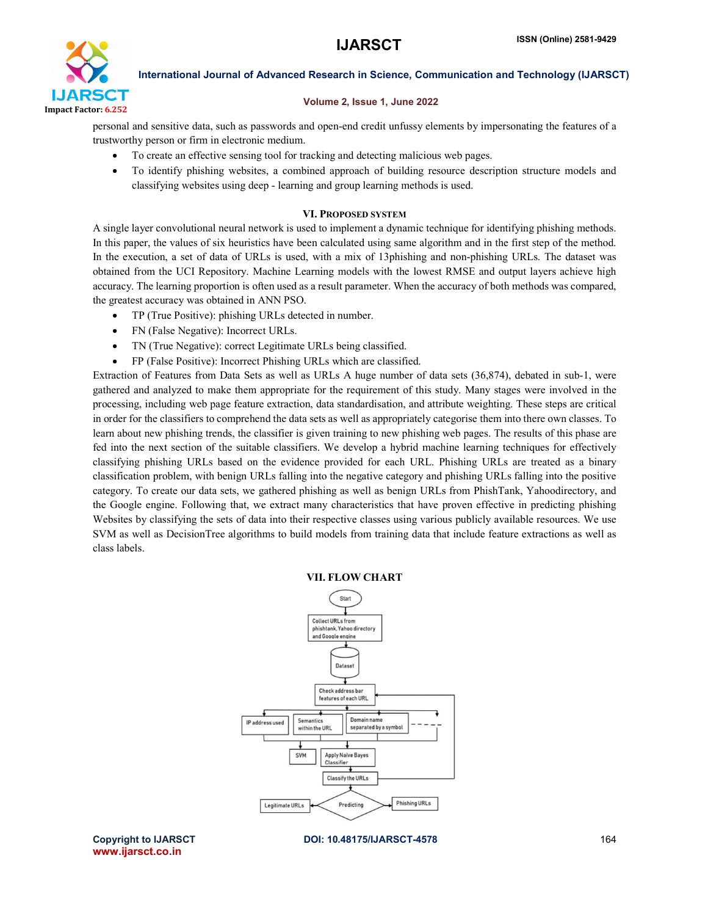personal and sensitive data, such as passwords and open-end credit unfussy elements by impersonating the features of a trustworthy person or firm in electronic medium.

- To create an effective sensing tool for tracking and detecting malicious web pages.
- To identify phishing websites, a combined approach of building resource description structure models and classifying websites using deep - learning and group learning methods is used.

## VI. Proposed System

A single layer convolutional neural network is used to implement a dynamic technique for identifying phishing methods. In this paper, the values of six heuristics have been calculated using same algorithm and in the first step of the method. In the execution, a set of data of URLs is used, with a mix of 13phishing and non-phishing URLs. The dataset was obtained from the UCI Repository. Machine Learning models with the lowest RMSE and output layers achieve high accuracy. The learning proportion is often used as a result parameter. When the accuracy of both methods was compared, the greatest accuracy was obtained in ANN PSO.

- TP (True Positive): phishing URLs detected in number.
- FN (False Negative): Incorrect URLs.
- TN (True Negative): correct Legitimate URLs being classified.
- FP (False Positive): Incorrect Phishing URLs which are classified.

Extraction of Features from Data Sets as well as URLs A huge number of data sets (36,874), debated in sub-1, were gathered and analyzed to make them appropriate for the requirement of this study. Many stages were involved in the processing, including web page feature extraction, data standardisation, and attribute weighting. These steps are critical in order for the classifiers to comprehend the data sets as well as appropriately categorise them into there own classes. To learn about new phishing trends, the classifier is given training to new phishing web pages. The results of this phase are fed into the next section of the suitable classifiers. We develop a hybrid machine learning techniques for effectively classifying phishing URLs based on the evidence provided for each URL. Phishing URLs are treated as a binary classification problem, with benign URLs falling into the negative category and phishing URLs falling into the positive category. To create our data sets, we gathered phishing as well as benign URLs from PhishTank, Yahoodirectory, and the Google engine. Following that, we extract many characteristics that have proven effective in predicting phishing Websites by classifying the sets of data into their respective classes using various publicly available resources. We use SVM as well as DecisionTree algorithms to build models from training data that include feature extractions as well as class labels.

## VII. Flow Chart

Start → Collect URLs from phishtank, Yahoo directory and Google engine → Dataset → Check address bar features of each URL → IP address used / Semantics within the URL / Domain name separated by a symbol → SVM / Apply Naive Bayes Classifier → Classify the URLs → Predicting → Legitimate URLs / Phishing URLs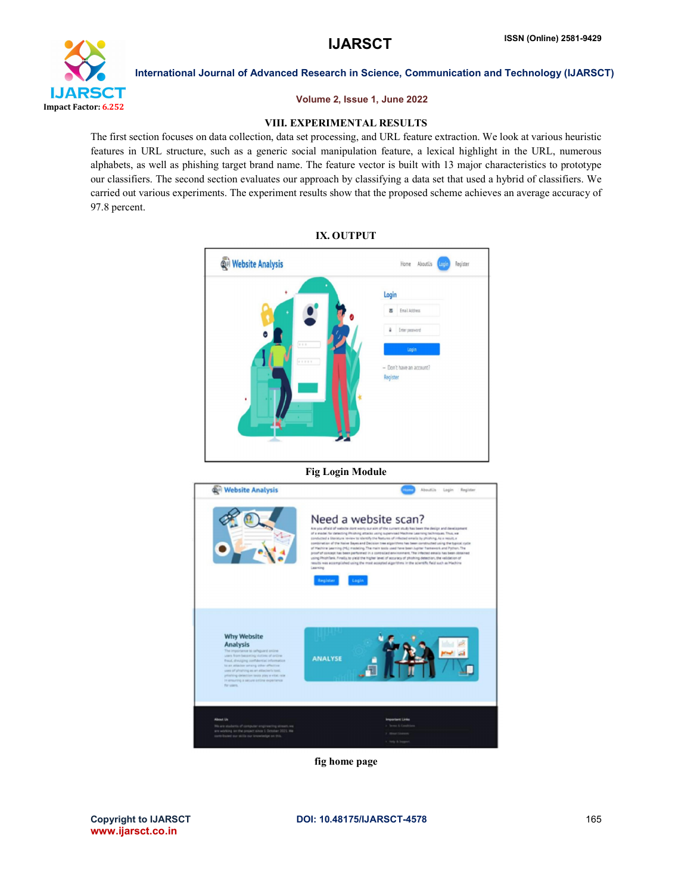## VIII. EXPERIMENTAL RESULTS

The first section focuses on data collection, data set processing, and URL feature extraction. We look at various heuristic features in URL structure, such as a generic social manipulation feature, a lexical highlight in the URL, numerous alphabets, as well as phishing target brand name. The feature vector is built with 13 major characteristics to prototype our classifiers. The second section evaluates our approach by classifying a data set that used a hybrid of classifiers. We carried out various experiments. The experiment results show that the proposed scheme achieves an average accuracy of 97.8 percent.

## IX. OUTPUT

**Fig Login Module**

**fig home page**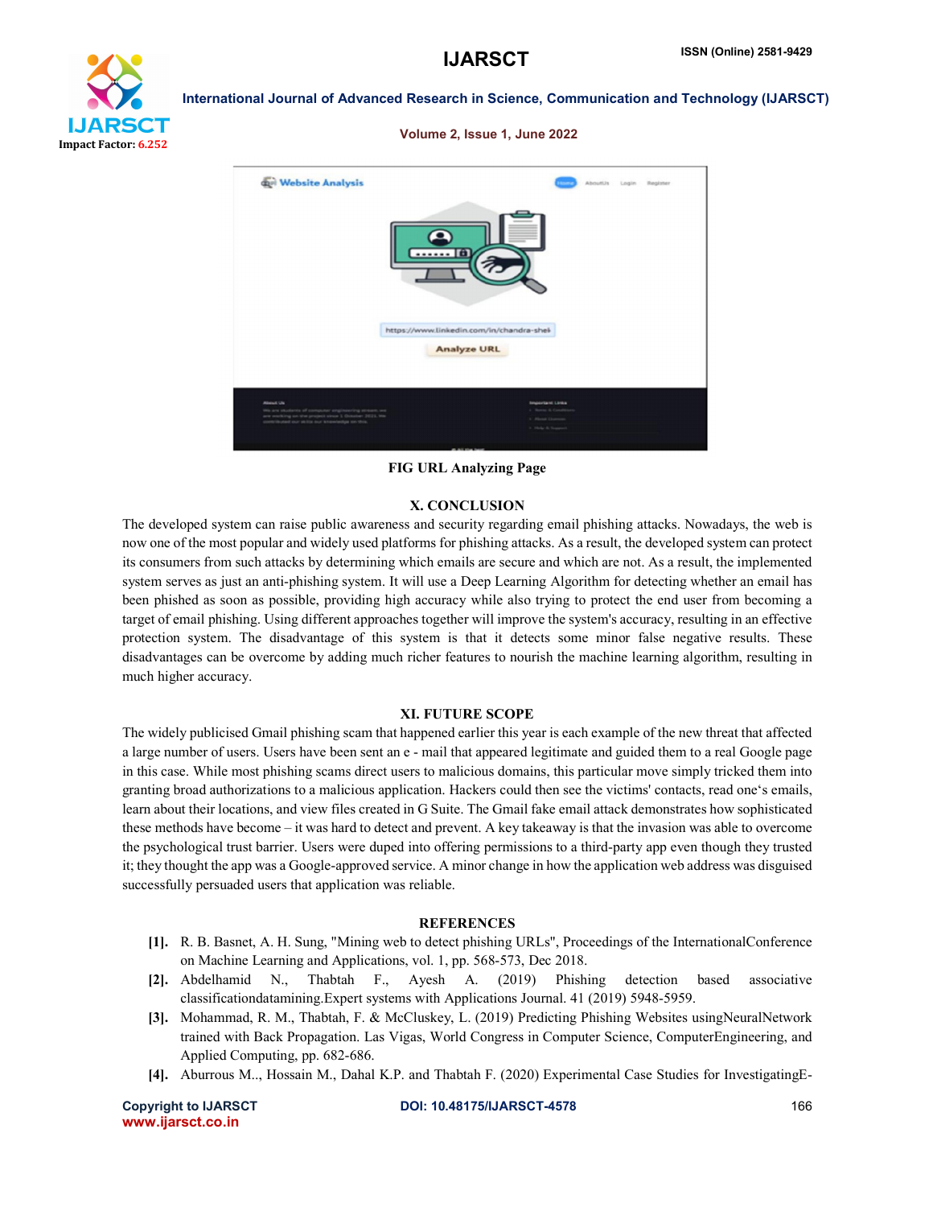FIG URL Analyzing Page

## X. CONCLUSION

The developed system can raise public awareness and security regarding email phishing attacks. Nowadays, the web is now one of the most popular and widely used platforms for phishing attacks. As a result, the developed system can protect its consumers from such attacks by determining which emails are secure and which are not. As a result, the implemented system serves as just an anti-phishing system. It will use a Deep Learning Algorithm for detecting whether an email has been phished as soon as possible, providing high accuracy while also trying to protect the end user from becoming a target of email phishing. Using different approaches together will improve the system's accuracy, resulting in an effective protection system. The disadvantage of this system is that it detects some minor false negative results. These disadvantages can be overcome by adding much richer features to nourish the machine learning algorithm, resulting in much higher accuracy.

## XI. FUTURE SCOPE

The widely publicised Gmail phishing scam that happened earlier this year is each example of the new threat that affected a large number of users. Users have been sent an e - mail that appeared legitimate and guided them to a real Google page in this case. While most phishing scams direct users to malicious domains, this particular move simply tricked them into granting broad authorizations to a malicious application. Hackers could then see the victims' contacts, read one's emails, learn about their locations, and view files created in G Suite. The Gmail fake email attack demonstrates how sophisticated these methods have become – it was hard to detect and prevent. A key takeaway is that the invasion was able to overcome the psychological trust barrier. Users were duped into offering permissions to a third-party app even though they trusted it; they thought the app was a Google-approved service. A minor change in how the application web address was disguised successfully persuaded users that application was reliable.

## REFERENCES

- **[1].** R. B. Basnet, A. H. Sung, "Mining web to detect phishing URLs", Proceedings of the InternationalConference on Machine Learning and Applications, vol. 1, pp. 568-573, Dec 2018.
- **[2].** Abdelhamid N., Thabtah F., Ayesh A. (2019) Phishing detection based associative classificationdatamining.Expert systems with Applications Journal. 41 (2019) 5948-5959.
- **[3].** Mohammad, R. M., Thabtah, F. & McCluskey, L. (2019) Predicting Phishing Websites usingNeuralNetwork trained with Back Propagation. Las Vigas, World Congress in Computer Science, ComputerEngineering, and Applied Computing, pp. 682-686.
- **[4].** Aburrous M.., Hossain M., Dahal K.P. and Thabtah F. (2020) Experimental Case Studies for InvestigatingE-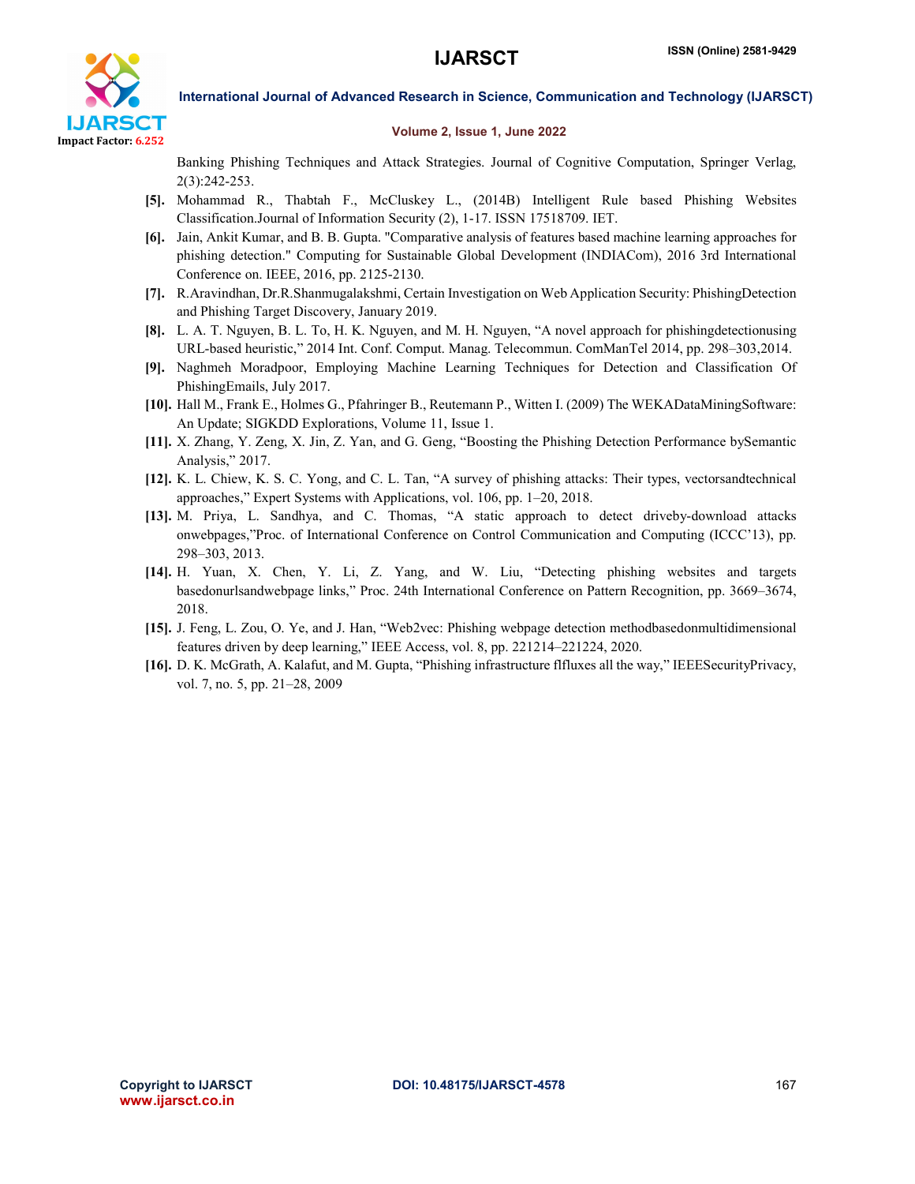Banking Phishing Techniques and Attack Strategies. Journal of Cognitive Computation, Springer Verlag, 2(3):242-253.

**[5].** Mohammad R., Thabtah F., McCluskey L., (2014B) Intelligent Rule based Phishing Websites Classification.Journal of Information Security (2), 1-17. ISSN 17518709. IET.

**[6].** Jain, Ankit Kumar, and B. B. Gupta. "Comparative analysis of features based machine learning approaches for phishing detection." Computing for Sustainable Global Development (INDIACom), 2016 3rd International Conference on. IEEE, 2016, pp. 2125-2130.

**[7].** R.Aravindhan, Dr.R.Shanmugalakshmi, Certain Investigation on Web Application Security: PhishingDetection and Phishing Target Discovery, January 2019.

**[8].** L. A. T. Nguyen, B. L. To, H. K. Nguyen, and M. H. Nguyen, "A novel approach for phishingdetectionusing URL-based heuristic," 2014 Int. Conf. Comput. Manag. Telecommun. ComManTel 2014, pp. 298–303,2014.

**[9].** Naghmeh Moradpoor, Employing Machine Learning Techniques for Detection and Classification Of PhishingEmails, July 2017.

**[10].** Hall M., Frank E., Holmes G., Pfahringer B., Reutemann P., Witten I. (2009) The WEKADataMiningSoftware: An Update; SIGKDD Explorations, Volume 11, Issue 1.

**[11].** X. Zhang, Y. Zeng, X. Jin, Z. Yan, and G. Geng, "Boosting the Phishing Detection Performance bySemantic Analysis," 2017.

**[12].** K. L. Chiew, K. S. C. Yong, and C. L. Tan, "A survey of phishing attacks: Their types, vectorsandtechnical approaches," Expert Systems with Applications, vol. 106, pp. 1–20, 2018.

**[13].** M. Priya, L. Sandhya, and C. Thomas, "A static approach to detect driveby-download attacks onwebpages,"Proc. of International Conference on Control Communication and Computing (ICCC'13), pp. 298–303, 2013.

**[14].** H. Yuan, X. Chen, Y. Li, Z. Yang, and W. Liu, "Detecting phishing websites and targets basedonurlsandwebpage links," Proc. 24th International Conference on Pattern Recognition, pp. 3669–3674, 2018.

**[15].** J. Feng, L. Zou, O. Ye, and J. Han, "Web2vec: Phishing webpage detection methodbasedonmultidimensional features driven by deep learning," IEEE Access, vol. 8, pp. 221214–221224, 2020.

**[16].** D. K. McGrath, A. Kalafut, and M. Gupta, "Phishing infrastructure flfluxes all the way," IEEESecurityPrivacy, vol. 7, no. 5, pp. 21–28, 2009